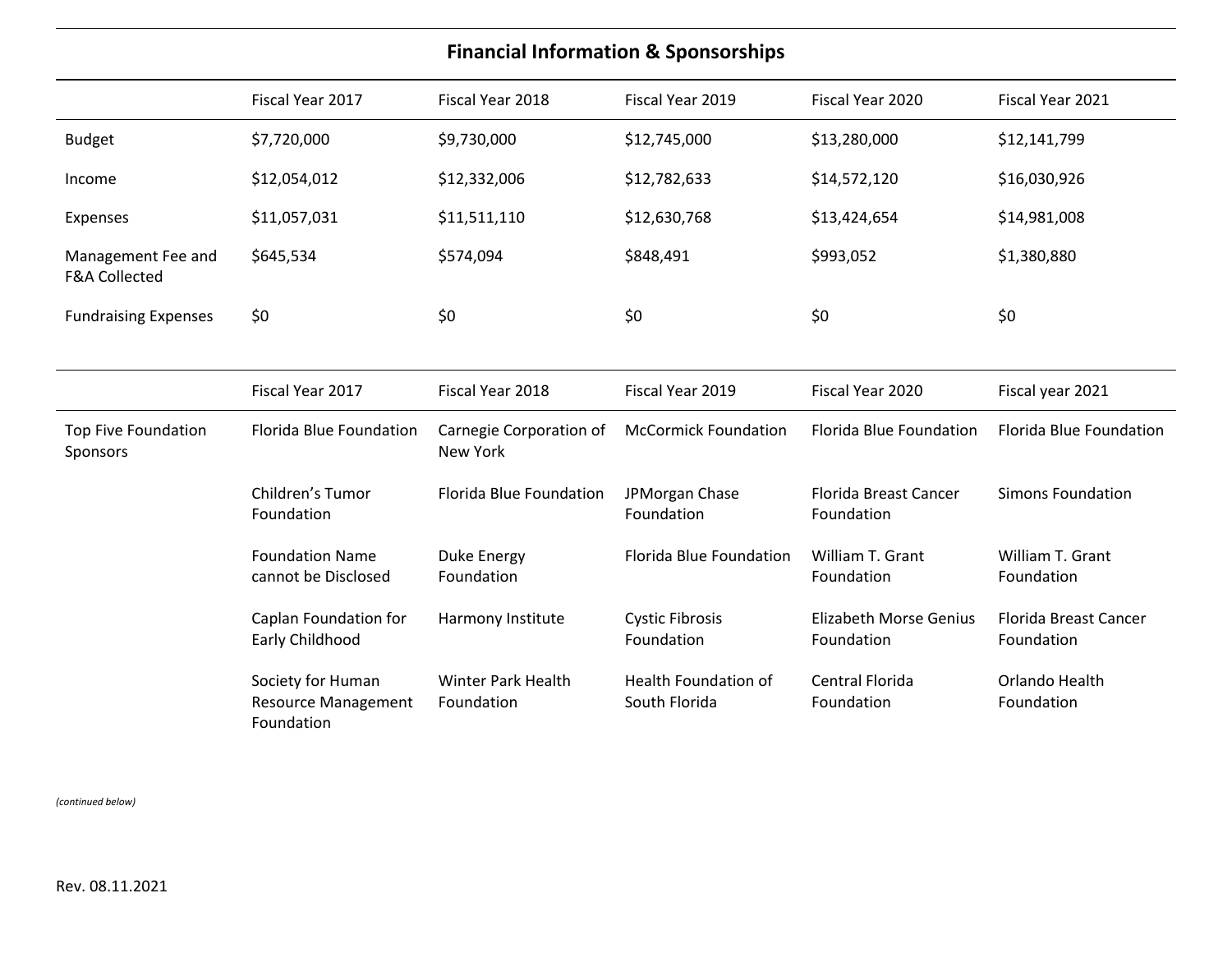## Financial Information & Sponsorships

| | Fiscal Year 2017 | Fiscal Year 2018 | Fiscal Year 2019 | Fiscal Year 2020 | Fiscal Year 2021 |
|---|---|---|---|---|---|
| Budget | $7,720,000 | $9,730,000 | $12,745,000 | $13,280,000 | $12,141,799 |
| Income | $12,054,012 | $12,332,006 | $12,782,633 | $14,572,120 | $16,030,926 |
| Expenses | $11,057,031 | $11,511,110 | $12,630,768 | $13,424,654 | $14,981,008 |
| Management Fee and F&A Collected | $645,534 | $574,094 | $848,491 | $993,052 | $1,380,880 |
| Fundraising Expenses | $0 | $0 | $0 | $0 | $0 |

| | Fiscal Year 2017 | Fiscal Year 2018 | Fiscal Year 2019 | Fiscal Year 2020 | Fiscal year 2021 |
|---|---|---|---|---|---|
| Top Five Foundation Sponsors | Florida Blue Foundation | Carnegie Corporation of New York | McCormick Foundation | Florida Blue Foundation | Florida Blue Foundation |
| | Children's Tumor Foundation | Florida Blue Foundation | JPMorgan Chase Foundation | Florida Breast Cancer Foundation | Simons Foundation |
| | Foundation Name cannot be Disclosed | Duke Energy Foundation | Florida Blue Foundation | William T. Grant Foundation | William T. Grant Foundation |
| | Caplan Foundation for Early Childhood | Harmony Institute | Cystic Fibrosis Foundation | Elizabeth Morse Genius Foundation | Florida Breast Cancer Foundation |
| | Society for Human Resource Management Foundation | Winter Park Health Foundation | Health Foundation of South Florida | Central Florida Foundation | Orlando Health Foundation |

*(continued below)*

Rev. 08.11.2021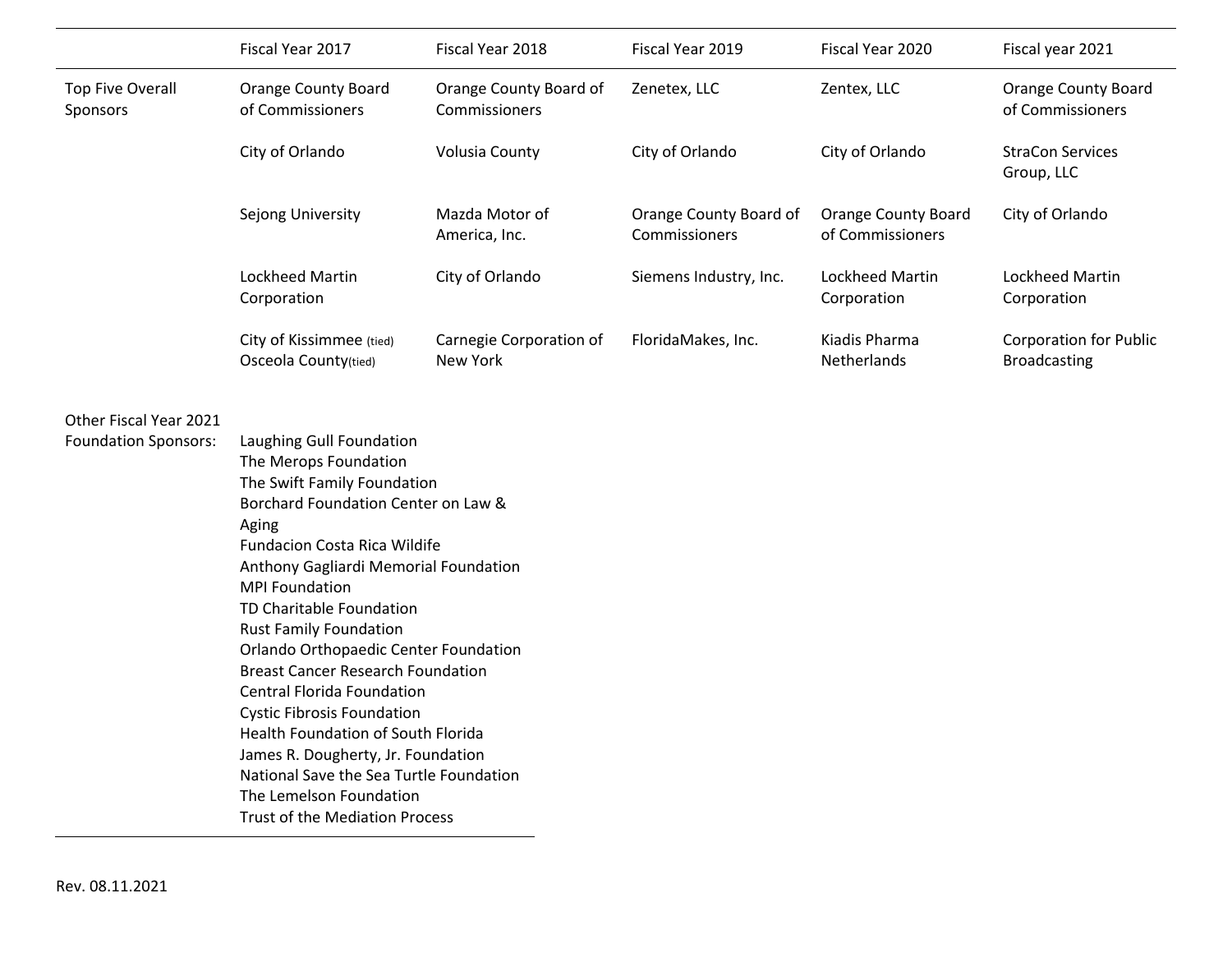| | Fiscal Year 2017 | Fiscal Year 2018 | Fiscal Year 2019 | Fiscal Year 2020 | Fiscal year 2021 |
|---|---|---|---|---|---|
| Top Five Overall Sponsors | Orange County Board of Commissioners | Orange County Board of Commissioners | Zenetex, LLC | Zentex, LLC | Orange County Board of Commissioners |
| | City of Orlando | Volusia County | City of Orlando | City of Orlando | StraCon Services Group, LLC |
| | Sejong University | Mazda Motor of America, Inc. | Orange County Board of Commissioners | Orange County Board of Commissioners | City of Orlando |
| | Lockheed Martin Corporation | City of Orlando | Siemens Industry, Inc. | Lockheed Martin Corporation | Lockheed Martin Corporation |
| | City of Kissimmee (tied) Osceola County(tied) | Carnegie Corporation of New York | FloridaMakes, Inc. | Kiadis Pharma Netherlands | Corporation for Public Broadcasting |

Other Fiscal Year 2021 Foundation Sponsors:

Laughing Gull Foundation
The Merops Foundation
The Swift Family Foundation
Borchard Foundation Center on Law & Aging
Fundacion Costa Rica Wildife
Anthony Gagliardi Memorial Foundation
MPI Foundation
TD Charitable Foundation
Rust Family Foundation
Orlando Orthopaedic Center Foundation
Breast Cancer Research Foundation
Central Florida Foundation
Cystic Fibrosis Foundation
Health Foundation of South Florida
James R. Dougherty, Jr. Foundation
National Save the Sea Turtle Foundation
The Lemelson Foundation
Trust of the Mediation Process

Rev. 08.11.2021